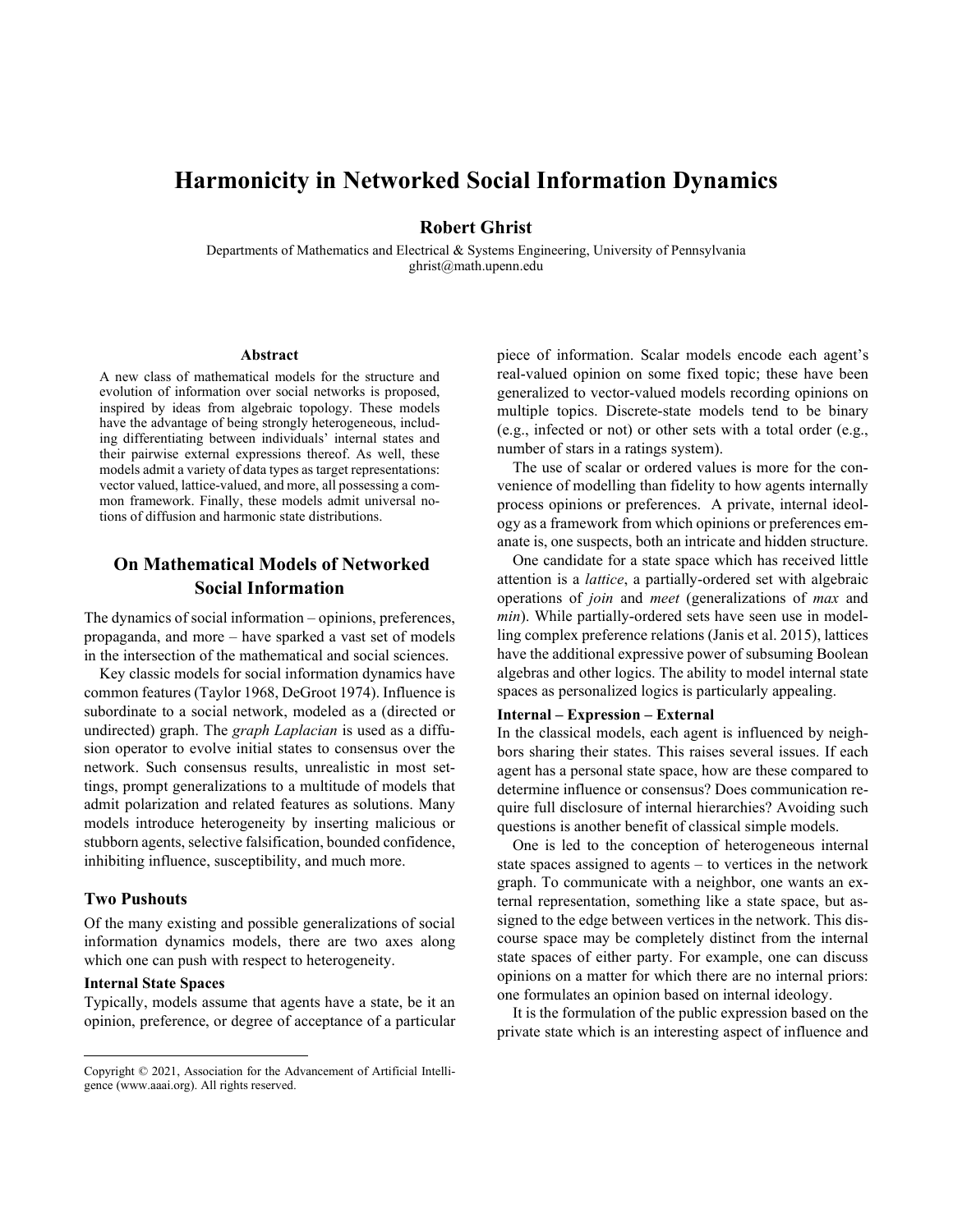# Harmonicity in Networked Social Information Dynamics

**Robert Ghrist**

Departments of Mathematics and Electrical & Systems Engineering, University of Pennsylvania
ghrist@math.upenn.edu

### Abstract

A new class of mathematical models for the structure and evolution of information over social networks is proposed, inspired by ideas from algebraic topology. These models have the advantage of being strongly heterogeneous, including differentiating between individuals' internal states and their pairwise external expressions thereof. As well, these models admit a variety of data types as target representations: vector valued, lattice-valued, and more, all possessing a common framework. Finally, these models admit universal notions of diffusion and harmonic state distributions.

## On Mathematical Models of Networked Social Information

The dynamics of social information – opinions, preferences, propaganda, and more – have sparked a vast set of models in the intersection of the mathematical and social sciences.

Key classic models for social information dynamics have common features (Taylor 1968, DeGroot 1974). Influence is subordinate to a social network, modeled as a (directed or undirected) graph. The *graph Laplacian* is used as a diffusion operator to evolve initial states to consensus over the network. Such consensus results, unrealistic in most settings, prompt generalizations to a multitude of models that admit polarization and related features as solutions. Many models introduce heterogeneity by inserting malicious or stubborn agents, selective falsification, bounded confidence, inhibiting influence, susceptibility, and much more.

### Two Pushouts

Of the many existing and possible generalizations of social information dynamics models, there are two axes along which one can push with respect to heterogeneity.

**Internal State Spaces**

Typically, models assume that agents have a state, be it an opinion, preference, or degree of acceptance of a particular piece of information. Scalar models encode each agent's real-valued opinion on some fixed topic; these have been generalized to vector-valued models recording opinions on multiple topics. Discrete-state models tend to be binary (e.g., infected or not) or other sets with a total order (e.g., number of stars in a ratings system).

The use of scalar or ordered values is more for the convenience of modelling than fidelity to how agents internally process opinions or preferences. A private, internal ideology as a framework from which opinions or preferences emanate is, one suspects, both an intricate and hidden structure.

One candidate for a state space which has received little attention is a *lattice*, a partially-ordered set with algebraic operations of *join* and *meet* (generalizations of *max* and *min*). While partially-ordered sets have seen use in modelling complex preference relations (Janis et al. 2015), lattices have the additional expressive power of subsuming Boolean algebras and other logics. The ability to model internal state spaces as personalized logics is particularly appealing.

**Internal – Expression – External**

In the classical models, each agent is influenced by neighbors sharing their states. This raises several issues. If each agent has a personal state space, how are these compared to determine influence or consensus? Does communication require full disclosure of internal hierarchies? Avoiding such questions is another benefit of classical simple models.

One is led to the conception of heterogeneous internal state spaces assigned to agents – to vertices in the network graph. To communicate with a neighbor, one wants an external representation, something like a state space, but assigned to the edge between vertices in the network. This discourse space may be completely distinct from the internal state spaces of either party. For example, one can discuss opinions on a matter for which there are no internal priors: one formulates an opinion based on internal ideology.

It is the formulation of the public expression based on the private state which is an interesting aspect of influence and

Copyright © 2021, Association for the Advancement of Artificial Intelligence (www.aaai.org). All rights reserved.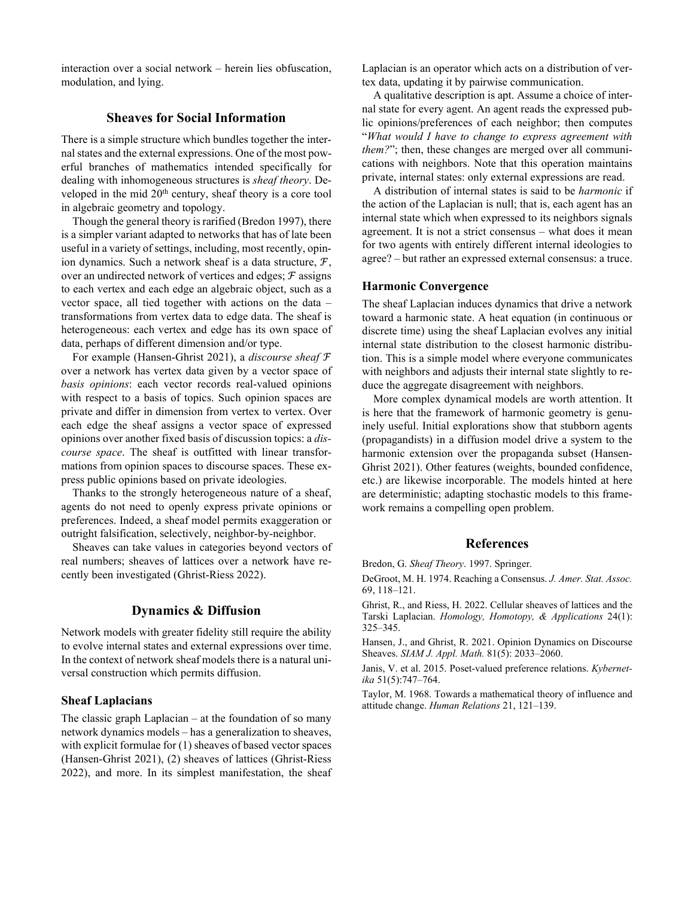interaction over a social network – herein lies obfuscation, modulation, and lying.

## Sheaves for Social Information

There is a simple structure which bundles together the internal states and the external expressions. One of the most powerful branches of mathematics intended specifically for dealing with inhomogeneous structures is *sheaf theory*. Developed in the mid 20th century, sheaf theory is a core tool in algebraic geometry and topology.

Though the general theory is rarified (Bredon 1997), there is a simpler variant adapted to networks that has of late been useful in a variety of settings, including, most recently, opinion dynamics. Such a network sheaf is a data structure, $\mathcal{F}$, over an undirected network of vertices and edges; $\mathcal{F}$ assigns to each vertex and each edge an algebraic object, such as a vector space, all tied together with actions on the data – transformations from vertex data to edge data. The sheaf is heterogeneous: each vertex and edge has its own space of data, perhaps of different dimension and/or type.

For example (Hansen-Ghrist 2021), a *discourse sheaf* $\mathcal{F}$ over a network has vertex data given by a vector space of *basis opinions*: each vector records real-valued opinions with respect to a basis of topics. Such opinion spaces are private and differ in dimension from vertex to vertex. Over each edge the sheaf assigns a vector space of expressed opinions over another fixed basis of discussion topics: a *discourse space*. The sheaf is outfitted with linear transformations from opinion spaces to discourse spaces. These express public opinions based on private ideologies.

Thanks to the strongly heterogeneous nature of a sheaf, agents do not need to openly express private opinions or preferences. Indeed, a sheaf model permits exaggeration or outright falsification, selectively, neighbor-by-neighbor.

Sheaves can take values in categories beyond vectors of real numbers; sheaves of lattices over a network have recently been investigated (Ghrist-Riess 2022).

## Dynamics & Diffusion

Network models with greater fidelity still require the ability to evolve internal states and external expressions over time. In the context of network sheaf models there is a natural universal construction which permits diffusion.

### Sheaf Laplacians

The classic graph Laplacian – at the foundation of so many network dynamics models – has a generalization to sheaves, with explicit formulae for (1) sheaves of based vector spaces (Hansen-Ghrist 2021), (2) sheaves of lattices (Ghrist-Riess 2022), and more. In its simplest manifestation, the sheaf Laplacian is an operator which acts on a distribution of vertex data, updating it by pairwise communication.

A qualitative description is apt. Assume a choice of internal state for every agent. An agent reads the expressed public opinions/preferences of each neighbor; then computes "*What would I have to change to express agreement with them?*"; then, these changes are merged over all communications with neighbors. Note that this operation maintains private, internal states: only external expressions are read.

A distribution of internal states is said to be *harmonic* if the action of the Laplacian is null; that is, each agent has an internal state which when expressed to its neighbors signals agreement. It is not a strict consensus – what does it mean for two agents with entirely different internal ideologies to agree? – but rather an expressed external consensus: a truce.

### Harmonic Convergence

The sheaf Laplacian induces dynamics that drive a network toward a harmonic state. A heat equation (in continuous or discrete time) using the sheaf Laplacian evolves any initial internal state distribution to the closest harmonic distribution. This is a simple model where everyone communicates with neighbors and adjusts their internal state slightly to reduce the aggregate disagreement with neighbors.

More complex dynamical models are worth attention. It is here that the framework of harmonic geometry is genuinely useful. Initial explorations show that stubborn agents (propagandists) in a diffusion model drive a system to the harmonic extension over the propaganda subset (Hansen-Ghrist 2021). Other features (weights, bounded confidence, etc.) are likewise incorporable. The models hinted at here are deterministic; adapting stochastic models to this framework remains a compelling open problem.

## References

Bredon, G. *Sheaf Theory*. 1997. Springer.

DeGroot, M. H. 1974. Reaching a Consensus. *J. Amer. Stat. Assoc.* 69, 118–121.

Ghrist, R., and Riess, H. 2022. Cellular sheaves of lattices and the Tarski Laplacian. *Homology, Homotopy, & Applications* 24(1): 325–345.

Hansen, J., and Ghrist, R. 2021. Opinion Dynamics on Discourse Sheaves. *SIAM J. Appl. Math.* 81(5): 2033–2060.

Janis, V. et al. 2015. Poset-valued preference relations. *Kybernetika* 51(5):747–764.

Taylor, M. 1968. Towards a mathematical theory of influence and attitude change. *Human Relations* 21, 121–139.